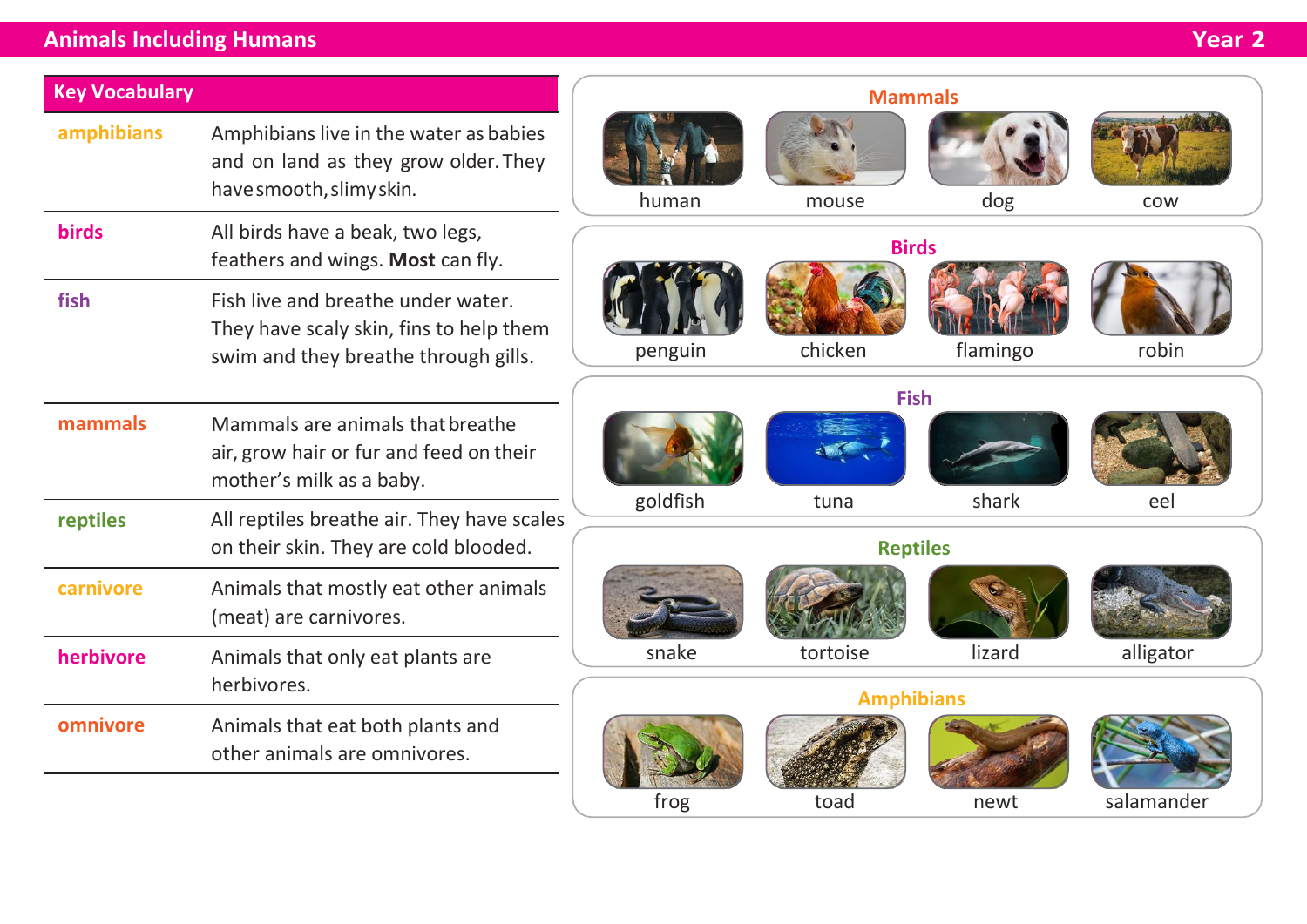# Animals Including Humans

**Year 2**

## Key Vocabulary

| Term | Definition |
| --- | --- |
| **amphibians** | Amphibians live in the water as babies and on land as they grow older. They have smooth, slimy skin. |
| **birds** | All birds have a beak, two legs, feathers and wings. **Most** can fly. |
| **fish** | Fish live and breathe under water. They have scaly skin, fins to help them swim and they breathe through gills. |
| **mammals** | Mammals are animals that breathe air, grow hair or fur and feed on their mother's milk as a baby. |
| **reptiles** | All reptiles breathe air. They have scales on their skin. They are cold blooded. |
| **carnivore** | Animals that mostly eat other animals (meat) are carnivores. |
| **herbivore** | Animals that only eat plants are herbivores. |
| **omnivore** | Animals that eat both plants and other animals are omnivores. |

### Mammals

human, mouse, dog, cow

### Birds

penguin, chicken, flamingo, robin

### Fish

goldfish, tuna, shark, eel

### Reptiles

snake, tortoise, lizard, alligator

### Amphibians

frog, toad, newt, salamander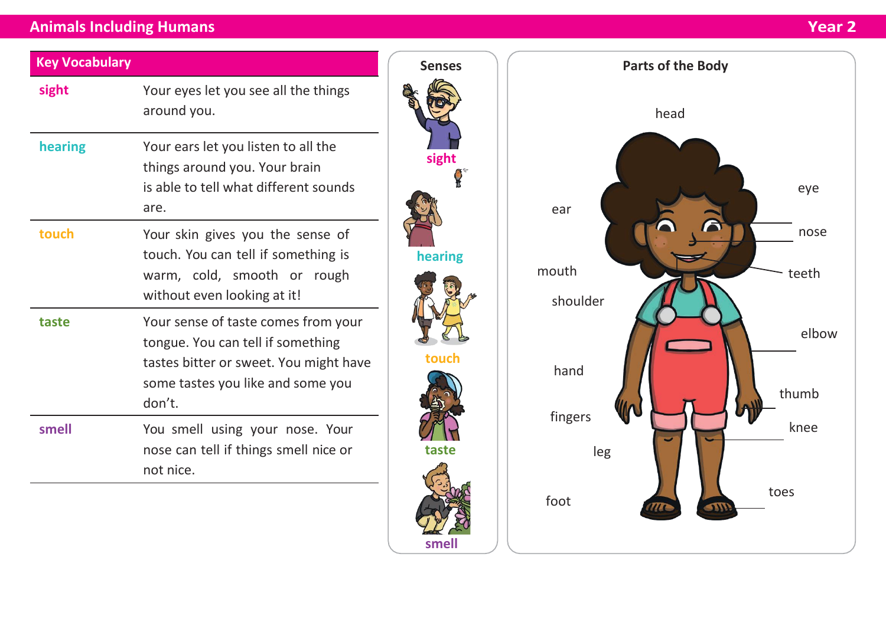# Animals Including Humans

Year 2

## Key Vocabulary

| | |
|---|---|
| **sight** | Your eyes let you see all the things around you. |
| **hearing** | Your ears let you listen to all the things around you. Your brain is able to tell what different sounds are. |
| **touch** | Your skin gives you the sense of touch. You can tell if something is warm, cold, smooth or rough without even looking at it! |
| **taste** | Your sense of taste comes from your tongue. You can tell if something tastes bitter or sweet. You might have some tastes you like and some you don't. |
| **smell** | You smell using your nose. Your nose can tell if things smell nice or not nice. |

## Senses

sight

hearing

touch

taste

smell

## Parts of the Body

head

ear

eye

nose

mouth

teeth

shoulder

elbow

hand

thumb

fingers

knee

leg

foot

toes